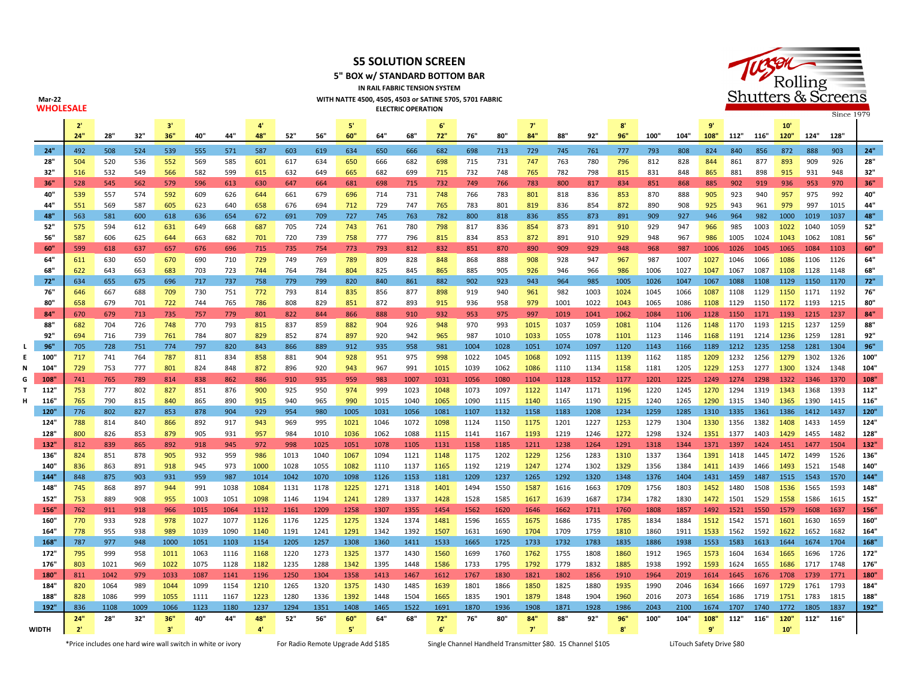# S5 SOLUTION SCREEN

## 5" BOX w/ STANDARD BOTTOM BAR

IN RAIL FABRIC TENSION SYSTEM

WITH NATTE 4500, 4505, 4503 or SATINE 5705, 5701 FABRIC

ELECTRIC OPERATION

Mar-22

**WHOLESALE**

Tucson Rolling Shutters & Screens — Since 1979

| LENGTH \ WIDTH | 2' 24" | 28" | 32" | 3' 36" | 40" | 44" | 4' 48" | 52" | 56" | 5' 60" | 64" | 68" | 6' 72" | 76" | 80" | 7' 84" | 88" | 92" | 8' 96" | 100" | 104" | 9' 108" | 112" | 116" | 10' 120" | 124" | 128" | |
|---|---|---|---|---|---|---|---|---|---|---|---|---|---|---|---|---|---|---|---|---|---|---|---|---|---|---|---|---|
| **24"** | 492 | 508 | 524 | 539 | 555 | 571 | 587 | 603 | 619 | 634 | 650 | 666 | 682 | 698 | 713 | 729 | 745 | 761 | 777 | 793 | 808 | 824 | 840 | 856 | 872 | 888 | 903 | **24"** |
| **28"** | 504 | 520 | 536 | 552 | 569 | 585 | 601 | 617 | 634 | 650 | 666 | 682 | 698 | 715 | 731 | 747 | 763 | 780 | 796 | 812 | 828 | 844 | 861 | 877 | 893 | 909 | 926 | **28"** |
| **32"** | 516 | 532 | 549 | 566 | 582 | 599 | 615 | 632 | 649 | 665 | 682 | 699 | 715 | 732 | 748 | 765 | 782 | 798 | 815 | 831 | 848 | 865 | 881 | 898 | 915 | 931 | 948 | **32"** |
| **36"** | 528 | 545 | 562 | 579 | 596 | 613 | 630 | 647 | 664 | 681 | 698 | 715 | 732 | 749 | 766 | 783 | 800 | 817 | 834 | 851 | 868 | 885 | 902 | 919 | 936 | 953 | 970 | **36"** |
| **40"** | 539 | 557 | 574 | 592 | 609 | 626 | 644 | 661 | 679 | 696 | 714 | 731 | 748 | 766 | 783 | 801 | 818 | 836 | 853 | 870 | 888 | 905 | 923 | 940 | 957 | 975 | 992 | **40"** |
| **44"** | 551 | 569 | 587 | 605 | 623 | 640 | 658 | 676 | 694 | 712 | 729 | 747 | 765 | 783 | 801 | 819 | 836 | 854 | 872 | 890 | 908 | 925 | 943 | 961 | 979 | 997 | 1015 | **44"** |
| **48"** | 563 | 581 | 600 | 618 | 636 | 654 | 672 | 691 | 709 | 727 | 745 | 763 | 782 | 800 | 818 | 836 | 855 | 873 | 891 | 909 | 927 | 946 | 964 | 982 | 1000 | 1019 | 1037 | **48"** |
| **52"** | 575 | 594 | 612 | 631 | 649 | 668 | 687 | 705 | 724 | 743 | 761 | 780 | 798 | 817 | 836 | 854 | 873 | 891 | 910 | 929 | 947 | 966 | 985 | 1003 | 1022 | 1040 | 1059 | **52"** |
| **56"** | 587 | 606 | 625 | 644 | 663 | 682 | 701 | 720 | 739 | 758 | 777 | 796 | 815 | 834 | 853 | 872 | 891 | 910 | 929 | 948 | 967 | 986 | 1005 | 1024 | 1043 | 1062 | 1081 | **56"** |
| **60"** | 599 | 618 | 637 | 657 | 676 | 696 | 715 | 735 | 754 | 773 | 793 | 812 | 832 | 851 | 870 | 890 | 909 | 929 | 948 | 968 | 987 | 1006 | 1026 | 1045 | 1065 | 1084 | 1103 | **60"** |
| **64"** | 611 | 630 | 650 | 670 | 690 | 710 | 729 | 749 | 769 | 789 | 809 | 828 | 848 | 868 | 888 | 908 | 928 | 947 | 967 | 987 | 1007 | 1027 | 1046 | 1066 | 1086 | 1106 | 1126 | **64"** |
| **68"** | 622 | 643 | 663 | 683 | 703 | 723 | 744 | 764 | 784 | 804 | 825 | 845 | 865 | 885 | 905 | 926 | 946 | 966 | 986 | 1006 | 1027 | 1047 | 1067 | 1087 | 1108 | 1128 | 1148 | **68"** |
| **72"** | 634 | 655 | 675 | 696 | 717 | 737 | 758 | 779 | 799 | 820 | 840 | 861 | 882 | 902 | 923 | 943 | 964 | 985 | 1005 | 1026 | 1047 | 1067 | 1088 | 1108 | 1129 | 1150 | 1170 | **72"** |
| **76"** | 646 | 667 | 688 | 709 | 730 | 751 | 772 | 793 | 814 | 835 | 856 | 877 | 898 | 919 | 940 | 961 | 982 | 1003 | 1024 | 1045 | 1066 | 1087 | 1108 | 1129 | 1150 | 1171 | 1192 | **76"** |
| **80"** | 658 | 679 | 701 | 722 | 744 | 765 | 786 | 808 | 829 | 851 | 872 | 893 | 915 | 936 | 958 | 979 | 1001 | 1022 | 1043 | 1065 | 1086 | 1108 | 1129 | 1150 | 1172 | 1193 | 1215 | **80"** |
| **84"** | 670 | 679 | 713 | 735 | 757 | 779 | 801 | 822 | 844 | 866 | 888 | 910 | 932 | 953 | 975 | 997 | 1019 | 1041 | 1062 | 1084 | 1106 | 1128 | 1150 | 1171 | 1193 | 1215 | 1237 | **84"** |
| **88"** | 682 | 704 | 726 | 748 | 770 | 793 | 815 | 837 | 859 | 882 | 904 | 926 | 948 | 970 | 993 | 1015 | 1037 | 1059 | 1081 | 1104 | 1126 | 1148 | 1170 | 1193 | 1215 | 1237 | 1259 | **88"** |
| **92"** | 694 | 716 | 739 | 761 | 784 | 807 | 829 | 852 | 874 | 897 | 920 | 942 | 965 | 987 | 1010 | 1033 | 1055 | 1078 | 1101 | 1123 | 1146 | 1168 | 1191 | 1214 | 1236 | 1259 | 1281 | **92"** |
| **96"** | 705 | 728 | 751 | 774 | 797 | 820 | 843 | 866 | 889 | 912 | 935 | 958 | 981 | 1004 | 1028 | 1051 | 1074 | 1097 | 1120 | 1143 | 1166 | 1189 | 1212 | 1235 | 1258 | 1281 | 1304 | **96"** |
| **100"** | 717 | 741 | 764 | 787 | 811 | 834 | 858 | 881 | 904 | 928 | 951 | 975 | 998 | 1022 | 1045 | 1068 | 1092 | 1115 | 1139 | 1162 | 1185 | 1209 | 1232 | 1256 | 1279 | 1302 | 1326 | **100"** |
| **104"** | 729 | 753 | 777 | 801 | 824 | 848 | 872 | 896 | 920 | 943 | 967 | 991 | 1015 | 1039 | 1062 | 1086 | 1110 | 1134 | 1158 | 1181 | 1205 | 1229 | 1253 | 1277 | 1300 | 1324 | 1348 | **104"** |
| **108"** | 741 | 765 | 789 | 814 | 838 | 862 | 886 | 910 | 935 | 959 | 983 | 1007 | 1031 | 1056 | 1080 | 1104 | 1128 | 1152 | 1177 | 1201 | 1225 | 1249 | 1274 | 1298 | 1322 | 1346 | 1370 | **108"** |
| **112"** | 753 | 777 | 802 | 827 | 851 | 876 | 900 | 925 | 950 | 974 | 999 | 1023 | 1048 | 1073 | 1097 | 1122 | 1147 | 1171 | 1196 | 1220 | 1245 | 1270 | 1294 | 1319 | 1343 | 1368 | 1393 | **112"** |
| **116"** | 765 | 790 | 815 | 840 | 865 | 890 | 915 | 940 | 965 | 990 | 1015 | 1040 | 1065 | 1090 | 1115 | 1140 | 1165 | 1190 | 1215 | 1240 | 1265 | 1290 | 1315 | 1340 | 1365 | 1390 | 1415 | **116"** |
| **120"** | 776 | 802 | 827 | 853 | 878 | 904 | 929 | 954 | 980 | 1005 | 1031 | 1056 | 1081 | 1107 | 1132 | 1158 | 1183 | 1208 | 1234 | 1259 | 1285 | 1310 | 1335 | 1361 | 1386 | 1412 | 1437 | **120"** |
| **124"** | 788 | 814 | 840 | 866 | 892 | 917 | 943 | 969 | 995 | 1021 | 1046 | 1072 | 1098 | 1124 | 1150 | 1175 | 1201 | 1227 | 1253 | 1279 | 1304 | 1330 | 1356 | 1382 | 1408 | 1433 | 1459 | **124"** |
| **128"** | 800 | 826 | 853 | 879 | 905 | 931 | 957 | 984 | 1010 | 1036 | 1062 | 1088 | 1115 | 1141 | 1167 | 1193 | 1219 | 1246 | 1272 | 1298 | 1324 | 1351 | 1377 | 1403 | 1429 | 1455 | 1482 | **128"** |
| **132"** | 812 | 839 | 865 | 892 | 918 | 945 | 972 | 998 | 1025 | 1051 | 1078 | 1105 | 1131 | 1158 | 1185 | 1211 | 1238 | 1264 | 1291 | 1318 | 1344 | 1371 | 1397 | 1424 | 1451 | 1477 | 1504 | **132"** |
| **136"** | 824 | 851 | 878 | 905 | 932 | 959 | 986 | 1013 | 1040 | 1067 | 1094 | 1121 | 1148 | 1175 | 1202 | 1229 | 1256 | 1283 | 1310 | 1337 | 1364 | 1391 | 1418 | 1445 | 1472 | 1499 | 1526 | **136"** |
| **140"** | 836 | 863 | 891 | 918 | 945 | 973 | 1000 | 1028 | 1055 | 1082 | 1110 | 1137 | 1165 | 1192 | 1219 | 1247 | 1274 | 1302 | 1329 | 1356 | 1384 | 1411 | 1439 | 1466 | 1493 | 1521 | 1548 | **140"** |
| **144"** | 848 | 875 | 903 | 931 | 959 | 987 | 1014 | 1042 | 1070 | 1098 | 1126 | 1153 | 1181 | 1209 | 1237 | 1265 | 1292 | 1320 | 1348 | 1376 | 1404 | 1431 | 1459 | 1487 | 1515 | 1543 | 1570 | **144"** |
| **148"** | 745 | 868 | 897 | 944 | 991 | 1038 | 1084 | 1131 | 1178 | 1225 | 1271 | 1318 | 1401 | 1494 | 1550 | 1587 | 1616 | 1663 | 1709 | 1756 | 1803 | 1452 | 1480 | 1508 | 1536 | 1565 | 1593 | **148"** |
| **152"** | 753 | 889 | 908 | 955 | 1003 | 1051 | 1098 | 1146 | 1194 | 1241 | 1289 | 1337 | 1428 | 1528 | 1585 | 1617 | 1639 | 1687 | 1734 | 1782 | 1830 | 1472 | 1501 | 1529 | 1558 | 1586 | 1615 | **152"** |
| **156"** | 762 | 911 | 918 | 966 | 1015 | 1064 | 1112 | 1161 | 1209 | 1258 | 1307 | 1355 | 1454 | 1562 | 1620 | 1646 | 1662 | 1711 | 1760 | 1808 | 1857 | 1492 | 1521 | 1550 | 1579 | 1608 | 1637 | **156"** |
| **160"** | 770 | 933 | 928 | 978 | 1027 | 1077 | 1126 | 1176 | 1225 | 1275 | 1324 | 1374 | 1481 | 1596 | 1655 | 1675 | 1686 | 1735 | 1785 | 1834 | 1884 | 1512 | 1542 | 1571 | 1601 | 1630 | 1659 | **160"** |
| **164"** | 778 | 955 | 938 | 989 | 1039 | 1090 | 1140 | 1191 | 1241 | 1291 | 1342 | 1392 | 1507 | 1631 | 1690 | 1704 | 1709 | 1759 | 1810 | 1860 | 1911 | 1533 | 1562 | 1592 | 1622 | 1652 | 1682 | **164"** |
| **168"** | 787 | 977 | 948 | 1000 | 1051 | 1103 | 1154 | 1205 | 1257 | 1308 | 1360 | 1411 | 1533 | 1665 | 1725 | 1733 | 1732 | 1783 | 1835 | 1886 | 1938 | 1553 | 1583 | 1613 | 1644 | 1674 | 1704 | **168"** |
| **172"** | 795 | 999 | 958 | 1011 | 1063 | 1116 | 1168 | 1220 | 1273 | 1325 | 1377 | 1430 | 1560 | 1699 | 1760 | 1762 | 1755 | 1808 | 1860 | 1912 | 1965 | 1573 | 1604 | 1634 | 1665 | 1696 | 1726 | **172"** |
| **176"** | 803 | 1021 | 969 | 1022 | 1075 | 1128 | 1182 | 1235 | 1288 | 1342 | 1395 | 1448 | 1586 | 1733 | 1795 | 1792 | 1779 | 1832 | 1885 | 1938 | 1992 | 1593 | 1624 | 1655 | 1686 | 1717 | 1748 | **176"** |
| **180"** | 811 | 1042 | 979 | 1033 | 1087 | 1141 | 1196 | 1250 | 1304 | 1358 | 1413 | 1467 | 1612 | 1767 | 1830 | 1821 | 1802 | 1856 | 1910 | 1964 | 2019 | 1614 | 1645 | 1676 | 1708 | 1739 | 1771 | **180"** |
| **184"** | 820 | 1064 | 989 | 1044 | 1099 | 1154 | 1210 | 1265 | 1320 | 1375 | 1430 | 1485 | 1639 | 1801 | 1866 | 1850 | 1825 | 1880 | 1935 | 1990 | 2046 | 1634 | 1666 | 1697 | 1729 | 1761 | 1793 | **184"** |
| **188"** | 828 | 1086 | 999 | 1055 | 1111 | 1167 | 1223 | 1280 | 1336 | 1392 | 1448 | 1504 | 1665 | 1835 | 1901 | 1879 | 1848 | 1904 | 1960 | 2016 | 2073 | 1654 | 1686 | 1719 | 1751 | 1783 | 1815 | **188"** |
| **192"** | 836 | 1108 | 1009 | 1066 | 1123 | 1180 | 1237 | 1294 | 1351 | 1408 | 1465 | 1522 | 1691 | 1870 | 1936 | 1908 | 1871 | 1928 | 1986 | 2043 | 2100 | 1674 | 1707 | 1740 | 1772 | 1805 | 1837 | **192"** |
| **WIDTH** | 24" 2' | 28" | 32" | 36" 3' | 40" | 44" | 48" 4' | 52" | 56" | 60" 5' | 64" | 68" | 72" 6' | 76" | 80" | 84" 7' | 88" | 92" | 96" 8' | 100" | 104" | 108" 9' | 112" | 116" | 120" 10' | 112" | 116" | |

*Price includes one hard wire wall switch in white or ivory

For Radio Remote Upgrade Add $185

Single Channel Handheld Transmitter $80. 15 Channel $105

LiTouch Safety Drive $80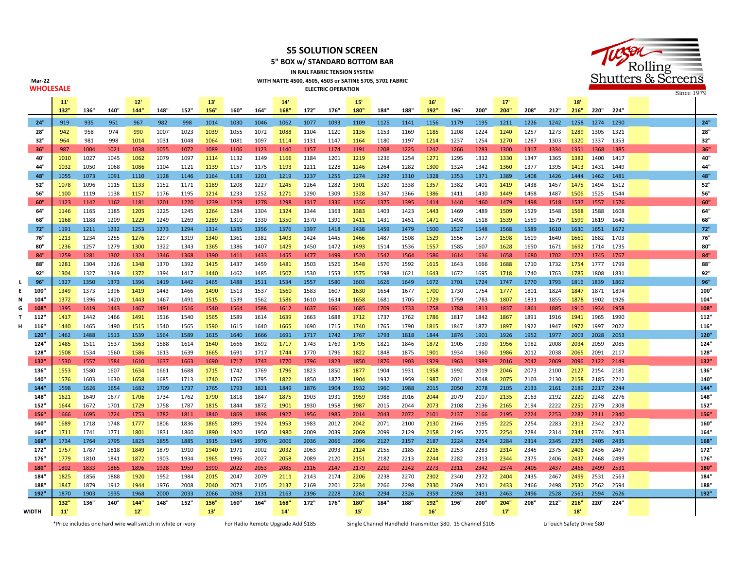# S5 SOLUTION SCREEN

## 5" BOX w/ STANDARD BOTTOM BAR

**IN RAIL FABRIC TENSION SYSTEM**

**WITH NATTE 4500, 4505, 4503 or SATINE 5705, 5701 FABRIC**

**ELECTRIC OPERATION**

**Mar-22**

**WHOLESALE**

Tucson Rolling Shutters & Screens Since 1979

| LENGTH | 11' 132" | 136" | 140" | 12' 144" | 148" | 152" | 13' 156" | 160" | 164" | 14' 168" | 172" | 176" | 15' 180" | 184" | 188" | 16' 192" | 196" | 200" | 17' 204" | 208" | 212" | 18' 216" | 220" | 224" | |
|---|---|---|---|---|---|---|---|---|---|---|---|---|---|---|---|---|---|---|---|---|---|---|---|---|---|
| 24" | 919 | 935 | 951 | 967 | 982 | 998 | 1014 | 1030 | 1046 | 1062 | 1077 | 1093 | 1109 | 1125 | 1141 | 1156 | 1179 | 1195 | 1211 | 1226 | 1242 | 1258 | 1274 | 1290 | 24" |
| 28" | 942 | 958 | 974 | 990 | 1007 | 1023 | 1039 | 1055 | 1072 | 1088 | 1104 | 1120 | 1136 | 1153 | 1169 | 1185 | 1208 | 1224 | 1240 | 1257 | 1273 | 1289 | 1305 | 1321 | 28" |
| 32" | 964 | 981 | 998 | 1014 | 1031 | 1048 | 1064 | 1081 | 1097 | 1114 | 1131 | 1147 | 1164 | 1180 | 1197 | 1214 | 1237 | 1254 | 1270 | 1287 | 1303 | 1320 | 1337 | 1353 | 32" |
| 36" | 987 | 1004 | 1021 | 1038 | 1055 | 1072 | 1089 | 1106 | 1123 | 1140 | 1157 | 1174 | 1191 | 1208 | 1225 | 1242 | 1266 | 1283 | 1300 | 1317 | 1334 | 1351 | 1368 | 1385 | 36" |
| 40" | 1010 | 1027 | 1045 | 1062 | 1079 | 1097 | 1114 | 1132 | 1149 | 1166 | 1184 | 1201 | 1219 | 1236 | 1254 | 1271 | 1295 | 1312 | 1330 | 1347 | 1365 | 1382 | 1400 | 1417 | 40" |
| 44" | 1032 | 1050 | 1068 | 1086 | 1104 | 1121 | 1139 | 1157 | 1175 | 1193 | 1211 | 1228 | 1246 | 1264 | 1282 | 1300 | 1324 | 1342 | 1360 | 1377 | 1395 | 1413 | 1431 | 1449 | 44" |
| 48" | 1055 | 1073 | 1091 | 1110 | 1128 | 1146 | 1164 | 1183 | 1201 | 1219 | 1237 | 1255 | 1274 | 1292 | 1310 | 1328 | 1353 | 1371 | 1389 | 1408 | 1426 | 1444 | 1462 | 1481 | 48" |
| 52" | 1078 | 1096 | 1115 | 1133 | 1152 | 1171 | 1189 | 1208 | 1227 | 1245 | 1264 | 1282 | 1301 | 1320 | 1338 | 1357 | 1382 | 1401 | 1419 | 1438 | 1457 | 1475 | 1494 | 1512 | 52" |
| 56" | 1100 | 1119 | 1138 | 1157 | 1176 | 1195 | 1214 | 1233 | 1252 | 1271 | 1290 | 1309 | 1328 | 1347 | 1366 | 1386 | 1411 | 1430 | 1449 | 1468 | 1487 | 1506 | 1525 | 1544 | 56" |
| 60" | 1123 | 1142 | 1162 | 1181 | 1201 | 1220 | 1239 | 1259 | 1278 | 1298 | 1317 | 1336 | 1356 | 1375 | 1395 | 1414 | 1440 | 1460 | 1479 | 1498 | 1518 | 1537 | 1557 | 1576 | 60" |
| 64" | 1146 | 1165 | 1185 | 1205 | 1225 | 1245 | 1264 | 1284 | 1304 | 1324 | 1344 | 1363 | 1383 | 1403 | 1423 | 1443 | 1469 | 1489 | 1509 | 1529 | 1548 | 1568 | 1588 | 1608 | 64" |
| 68" | 1168 | 1188 | 1209 | 1229 | 1249 | 1269 | 1289 | 1310 | 1330 | 1350 | 1370 | 1391 | 1411 | 1431 | 1451 | 1471 | 1498 | 1518 | 1539 | 1559 | 1579 | 1599 | 1619 | 1640 | 68" |
| 72" | 1191 | 1211 | 1232 | 1253 | 1273 | 1294 | 1314 | 1335 | 1356 | 1376 | 1397 | 1418 | 1438 | 1459 | 1479 | 1500 | 1527 | 1548 | 1568 | 1589 | 1610 | 1630 | 1651 | 1672 | 72" |
| 76" | 1213 | 1234 | 1255 | 1276 | 1297 | 1319 | 1340 | 1361 | 1382 | 1403 | 1424 | 1445 | 1466 | 1487 | 1508 | 1529 | 1556 | 1577 | 1598 | 1619 | 1640 | 1661 | 1682 | 1703 | 76" |
| 80" | 1236 | 1257 | 1279 | 1300 | 1322 | 1343 | 1365 | 1386 | 1407 | 1429 | 1450 | 1472 | 1493 | 1514 | 1536 | 1557 | 1585 | 1607 | 1628 | 1650 | 1671 | 1692 | 1714 | 1735 | 80" |
| 84" | 1259 | 1281 | 1302 | 1324 | 1346 | 1368 | 1390 | 1411 | 1433 | 1455 | 1477 | 1499 | 1520 | 1542 | 1564 | 1586 | 1614 | 1636 | 1658 | 1680 | 1702 | 1723 | 1745 | 1767 | 84" |
| 88" | 1281 | 1304 | 1326 | 1348 | 1370 | 1392 | 1415 | 1437 | 1459 | 1481 | 1503 | 1526 | 1548 | 1570 | 1592 | 1615 | 1643 | 1666 | 1688 | 1710 | 1732 | 1754 | 1777 | 1799 | 88" |
| 92" | 1304 | 1327 | 1349 | 1372 | 1394 | 1417 | 1440 | 1462 | 1485 | 1507 | 1530 | 1553 | 1575 | 1598 | 1621 | 1643 | 1672 | 1695 | 1718 | 1740 | 1763 | 1785 | 1808 | 1831 | 92" |
| 96" | 1327 | 1350 | 1373 | 1396 | 1419 | 1442 | 1465 | 1488 | 1511 | 1534 | 1557 | 1580 | 1603 | 1626 | 1649 | 1672 | 1701 | 1724 | 1747 | 1770 | 1793 | 1816 | 1839 | 1862 | 96" |
| 100" | 1349 | 1373 | 1396 | 1419 | 1443 | 1466 | 1490 | 1513 | 1537 | 1560 | 1583 | 1607 | 1630 | 1654 | 1677 | 1700 | 1730 | 1754 | 1777 | 1801 | 1824 | 1847 | 1871 | 1894 | 100" |
| 104" | 1372 | 1396 | 1420 | 1443 | 1467 | 1491 | 1515 | 1539 | 1562 | 1586 | 1610 | 1634 | 1658 | 1681 | 1705 | 1729 | 1759 | 1783 | 1807 | 1831 | 1855 | 1878 | 1902 | 1926 | 104" |
| 108" | 1395 | 1419 | 1443 | 1467 | 1491 | 1516 | 1540 | 1564 | 1588 | 1612 | 1637 | 1661 | 1685 | 1709 | 1733 | 1758 | 1788 | 1813 | 1837 | 1861 | 1885 | 1910 | 1934 | 1958 | 108" |
| 112" | 1417 | 1442 | 1466 | 1491 | 1516 | 1540 | 1565 | 1589 | 1614 | 1639 | 1663 | 1688 | 1712 | 1737 | 1762 | 1786 | 1817 | 1842 | 1867 | 1891 | 1916 | 1941 | 1965 | 1990 | 112" |
| 116" | 1440 | 1465 | 1490 | 1515 | 1540 | 1565 | 1590 | 1615 | 1640 | 1665 | 1690 | 1715 | 1740 | 1765 | 1790 | 1815 | 1847 | 1872 | 1897 | 1922 | 1947 | 1972 | 1997 | 2022 | 116" |
| 120" | 1462 | 1488 | 1513 | 1539 | 1564 | 1589 | 1615 | 1640 | 1666 | 1691 | 1717 | 1742 | 1767 | 1793 | 1818 | 1844 | 1876 | 1901 | 1926 | 1952 | 1977 | 2003 | 2028 | 2053 | 120" |
| 124" | 1485 | 1511 | 1537 | 1563 | 1588 | 1614 | 1640 | 1666 | 1692 | 1717 | 1743 | 1769 | 1795 | 1821 | 1846 | 1872 | 1905 | 1930 | 1956 | 1982 | 2008 | 2034 | 2059 | 2085 | 124" |
| 128" | 1508 | 1534 | 1560 | 1586 | 1613 | 1639 | 1665 | 1691 | 1717 | 1744 | 1770 | 1796 | 1822 | 1848 | 1875 | 1901 | 1934 | 1960 | 1986 | 2012 | 2038 | 2065 | 2091 | 2117 | 128" |
| 132" | 1530 | 1557 | 1584 | 1610 | 1637 | 1663 | 1690 | 1717 | 1743 | 1770 | 1796 | 1823 | 1850 | 1876 | 1903 | 1929 | 1963 | 1989 | 2016 | 2042 | 2069 | 2096 | 2122 | 2149 | 132" |
| 136" | 1553 | 1580 | 1607 | 1634 | 1661 | 1688 | 1715 | 1742 | 1769 | 1796 | 1823 | 1850 | 1877 | 1904 | 1931 | 1958 | 1992 | 2019 | 2046 | 2073 | 2100 | 2127 | 2154 | 2181 | 136" |
| 140" | 1576 | 1603 | 1630 | 1658 | 1685 | 1713 | 1740 | 1767 | 1795 | 1822 | 1850 | 1877 | 1904 | 1932 | 1959 | 1987 | 2021 | 2048 | 2075 | 2103 | 2130 | 2158 | 2185 | 2212 | 140" |
| 144" | 1598 | 1626 | 1654 | 1682 | 1709 | 1737 | 1765 | 1793 | 1821 | 1849 | 1876 | 1904 | 1932 | 1960 | 1988 | 2015 | 2050 | 2078 | 2105 | 2133 | 2161 | 2189 | 2217 | 2244 | 144" |
| 148" | 1621 | 1649 | 1677 | 1706 | 1734 | 1762 | 1790 | 1818 | 1847 | 1875 | 1903 | 1931 | 1959 | 1988 | 2016 | 2044 | 2079 | 2107 | 2135 | 2163 | 2192 | 2220 | 2248 | 2276 | 148" |
| 152" | 1644 | 1672 | 1701 | 1729 | 1758 | 1787 | 1815 | 1844 | 1872 | 1901 | 1930 | 1958 | 1987 | 2015 | 2044 | 2073 | 2108 | 2136 | 2165 | 2194 | 2222 | 2251 | 2279 | 2308 | 152" |
| 156" | 1666 | 1695 | 1724 | 1753 | 1782 | 1811 | 1840 | 1869 | 1898 | 1927 | 1956 | 1985 | 2014 | 2043 | 2072 | 2101 | 2137 | 2166 | 2195 | 2224 | 2253 | 2282 | 2311 | 2340 | 156" |
| 160" | 1689 | 1718 | 1748 | 1777 | 1806 | 1836 | 1865 | 1895 | 1924 | 1953 | 1983 | 2012 | 2042 | 2071 | 2100 | 2130 | 2166 | 2195 | 2225 | 2254 | 2283 | 2313 | 2342 | 2372 | 160" |
| 164" | 1711 | 1741 | 1771 | 1801 | 1831 | 1860 | 1890 | 1920 | 1950 | 1980 | 2009 | 2039 | 2069 | 2099 | 2129 | 2158 | 2195 | 2225 | 2254 | 2284 | 2314 | 2344 | 2374 | 2403 | 164" |
| 168" | 1734 | 1764 | 1795 | 1825 | 1855 | 1885 | 1915 | 1945 | 1976 | 2006 | 2036 | 2066 | 2096 | 2127 | 2157 | 2187 | 2224 | 2254 | 2284 | 2314 | 2345 | 2375 | 2405 | 2435 | 168" |
| 172" | 1757 | 1787 | 1818 | 1849 | 1879 | 1910 | 1940 | 1971 | 2002 | 2032 | 2063 | 2093 | 2124 | 2155 | 2185 | 2216 | 2253 | 2283 | 2314 | 2345 | 2375 | 2406 | 2436 | 2467 | 172" |
| 176" | 1779 | 1810 | 1841 | 1872 | 1903 | 1934 | 1965 | 1996 | 2027 | 2058 | 2089 | 2120 | 2151 | 2182 | 2213 | 2244 | 2282 | 2313 | 2344 | 2375 | 2406 | 2437 | 2468 | 2499 | 176" |
| 180" | 1802 | 1833 | 1865 | 1896 | 1928 | 1959 | 1990 | 2022 | 2053 | 2085 | 2116 | 2147 | 2179 | 2210 | 2242 | 2273 | 2311 | 2342 | 2374 | 2405 | 2437 | 2468 | 2499 | 2531 | 180" |
| 184" | 1825 | 1856 | 1888 | 1920 | 1952 | 1984 | 2015 | 2047 | 2079 | 2111 | 2143 | 2174 | 2206 | 2238 | 2270 | 2302 | 2340 | 2372 | 2404 | 2435 | 2467 | 2499 | 2531 | 2563 | 184" |
| 188" | 1847 | 1879 | 1912 | 1944 | 1976 | 2008 | 2040 | 2073 | 2105 | 2137 | 2169 | 2201 | 2234 | 2266 | 2298 | 2330 | 2369 | 2401 | 2433 | 2466 | 2498 | 2530 | 2562 | 2594 | 188" |
| 192" | 1870 | 1903 | 1935 | 1968 | 2000 | 2033 | 2066 | 2098 | 2131 | 2163 | 2196 | 2228 | 2261 | 2294 | 2326 | 2359 | 2398 | 2431 | 2463 | 2496 | 2528 | 2561 | 2594 | 2626 | 192" |
| WIDTH | 132" 11' | 136" | 140" | 144" 12' | 148" | 152" | 156" 13' | 160" | 164" | 168" 14' | 172" | 176" | 180" 15' | 184" | 188" | 192" 16' | 196" | 200" | 204" 17' | 208" | 212" | 216" 18' | 220" | 224" | |

*Price includes one hard wire wall switch in white or ivory

For Radio Remote Upgrade Add $185

Single Channel Handheld Transmitter $80. 15 Channel $105

LiTouch Safety Drive $80